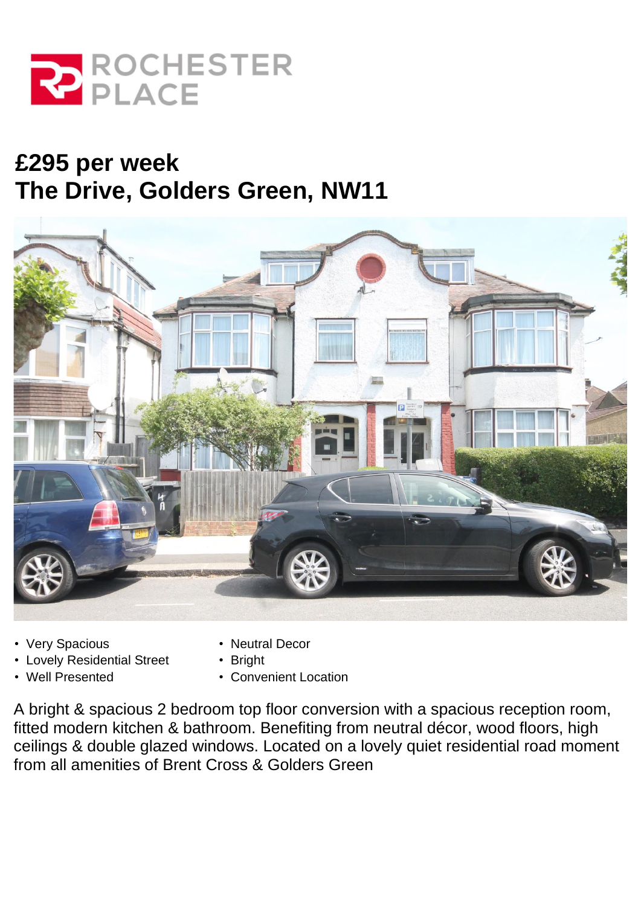ROCHESTER PLACE

# £295 per week
# The Drive, Golders Green, NW11

- Very Spacious
- Lovely Residential Street
- Well Presented
- Neutral Decor
- Bright
- Convenient Location

A bright & spacious 2 bedroom top floor conversion with a spacious reception room, fitted modern kitchen & bathroom. Benefiting from neutral décor, wood floors, high ceilings & double glazed windows. Located on a lovely quiet residential road moment from all amenities of Brent Cross & Golders Green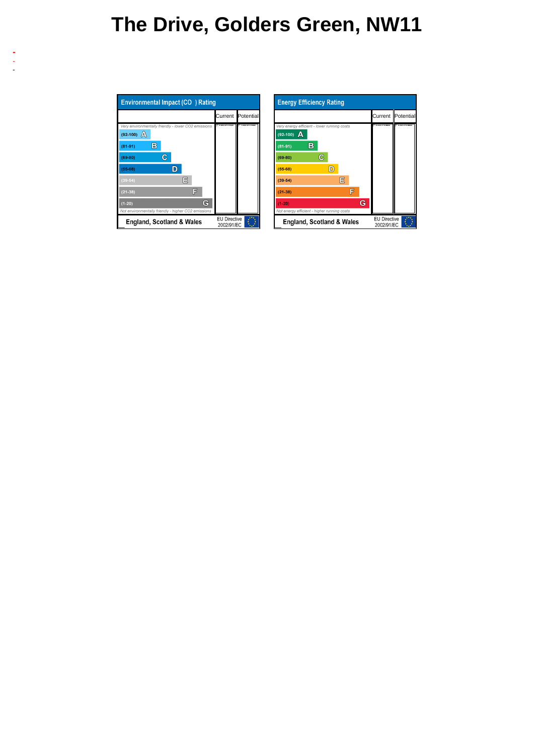# The Drive, Golders Green, NW11

-
-
-

| Environmental Impact ($CO_2$) Rating | Current | Potential |
|---|---|---|
| *Very environmentally friendly - lower CO2 emissions* | | |
| (92-100) A | | |
| (81-91) B | | |
| (69-80) C | | |
| (55-68) D | | |
| (39-54) E | | |
| (21-38) F | | |
| (1-20) G | | |
| *Not environmentally friendly - higher CO2 emissions* | | |
| England, Scotland & Wales | EU Directive 2002/91/EC | |

| Energy Efficiency Rating | Current | Potential |
|---|---|---|
| *Very energy efficient - lower running costs* | | |
| (92-100) A | | |
| (81-91) B | | |
| (69-80) C | | |
| (55-68) D | | |
| (39-54) E | | |
| (21-38) F | | |
| (1-20) G | | |
| *Not energy efficient - higher running costs* | | |
| England, Scotland & Wales | EU Directive 2002/91/EC | |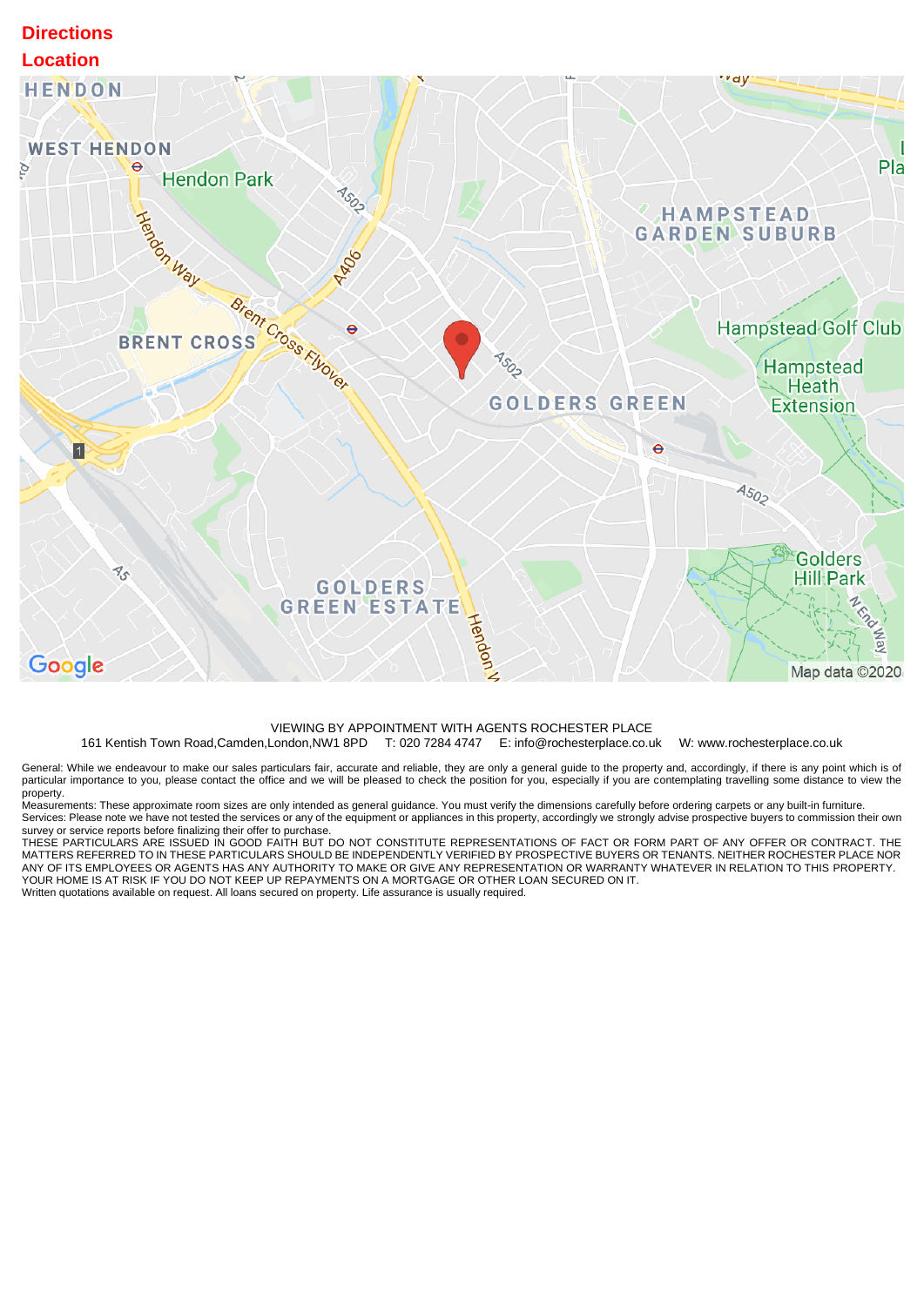## Directions

## Location

VIEWING BY APPOINTMENT WITH AGENTS ROCHESTER PLACE
161 Kentish Town Road,Camden,London,NW1 8PD T: 020 7284 4747 E: info@rochesterplace.co.uk W: www.rochesterplace.co.uk

General: While we endeavour to make our sales particulars fair, accurate and reliable, they are only a general guide to the property and, accordingly, if there is any point which is of particular importance to you, please contact the office and we will be pleased to check the position for you, especially if you are contemplating travelling some distance to view the property.
Measurements: These approximate room sizes are only intended as general guidance. You must verify the dimensions carefully before ordering carpets or any built-in furniture.
Services: Please note we have not tested the services or any of the equipment or appliances in this property, accordingly we strongly advise prospective buyers to commission their own survey or service reports before finalizing their offer to purchase.
THESE PARTICULARS ARE ISSUED IN GOOD FAITH BUT DO NOT CONSTITUTE REPRESENTATIONS OF FACT OR FORM PART OF ANY OFFER OR CONTRACT. THE MATTERS REFERRED TO IN THESE PARTICULARS SHOULD BE INDEPENDENTLY VERIFIED BY PROSPECTIVE BUYERS OR TENANTS. NEITHER ROCHESTER PLACE NOR ANY OF ITS EMPLOYEES OR AGENTS HAS ANY AUTHORITY TO MAKE OR GIVE ANY REPRESENTATION OR WARRANTY WHATEVER IN RELATION TO THIS PROPERTY.
YOUR HOME IS AT RISK IF YOU DO NOT KEEP UP REPAYMENTS ON A MORTGAGE OR OTHER LOAN SECURED ON IT.
Written quotations available on request. All loans secured on property. Life assurance is usually required.